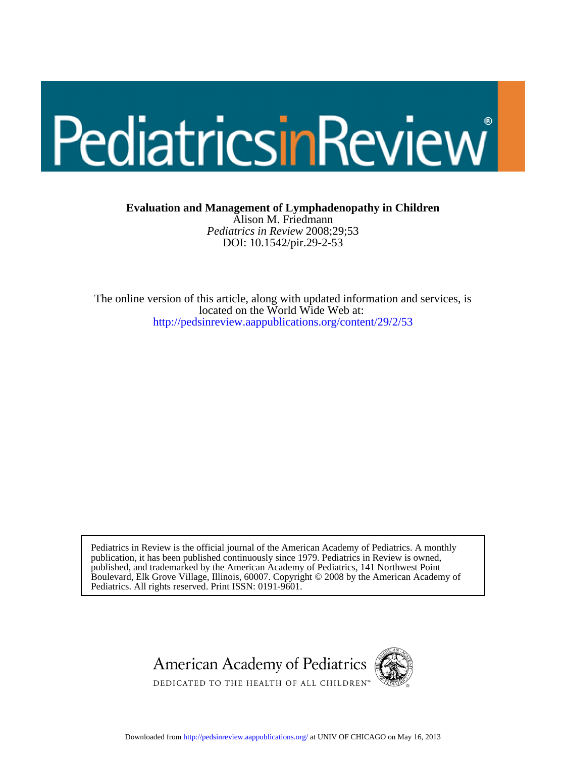# Pediatrics in Review

**Evaluation and Management of Lymphadenopathy in Children**

Alison M. Friedmann

*Pediatrics in Review* 2008;29;53

DOI: 10.1542/pir.29-2-53

The online version of this article, along with updated information and services, is located on the World Wide Web at:

http://pedsinreview.aappublications.org/content/29/2/53

Pediatrics in Review is the official journal of the American Academy of Pediatrics. A monthly publication, it has been published continuously since 1979. Pediatrics in Review is owned, published, and trademarked by the American Academy of Pediatrics, 141 Northwest Point Boulevard, Elk Grove Village, Illinois, 60007. Copyright © 2008 by the American Academy of Pediatrics. All rights reserved. Print ISSN: 0191-9601.

American Academy of Pediatrics

DEDICATED TO THE HEALTH OF ALL CHILDREN™

Downloaded from http://pedsinreview.aappublications.org/ at UNIV OF CHICAGO on May 16, 2013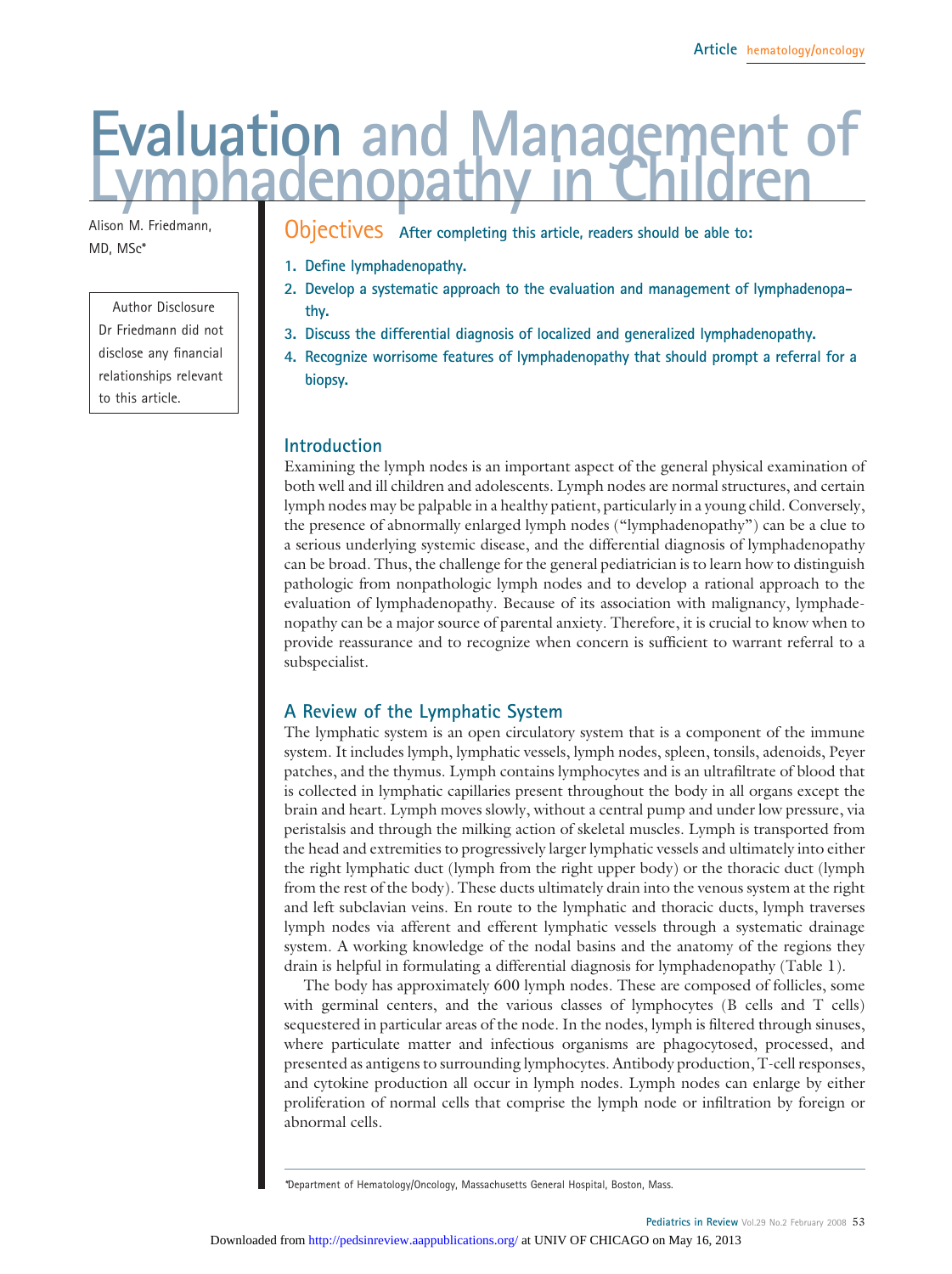Article hematology/oncology

# Evaluation and Management of Lymphadenopathy in Children

Alison M. Friedmann, MD, MSc*

Author Disclosure
Dr Friedmann did not disclose any financial relationships relevant to this article.

## Objectives

After completing this article, readers should be able to:

1. Define lymphadenopathy.
2. Develop a systematic approach to the evaluation and management of lymphadenopathy.
3. Discuss the differential diagnosis of localized and generalized lymphadenopathy.
4. Recognize worrisome features of lymphadenopathy that should prompt a referral for a biopsy.

## Introduction

Examining the lymph nodes is an important aspect of the general physical examination of both well and ill children and adolescents. Lymph nodes are normal structures, and certain lymph nodes may be palpable in a healthy patient, particularly in a young child. Conversely, the presence of abnormally enlarged lymph nodes ("lymphadenopathy") can be a clue to a serious underlying systemic disease, and the differential diagnosis of lymphadenopathy can be broad. Thus, the challenge for the general pediatrician is to learn how to distinguish pathologic from nonpathologic lymph nodes and to develop a rational approach to the evaluation of lymphadenopathy. Because of its association with malignancy, lymphadenopathy can be a major source of parental anxiety. Therefore, it is crucial to know when to provide reassurance and to recognize when concern is sufficient to warrant referral to a subspecialist.

## A Review of the Lymphatic System

The lymphatic system is an open circulatory system that is a component of the immune system. It includes lymph, lymphatic vessels, lymph nodes, spleen, tonsils, adenoids, Peyer patches, and the thymus. Lymph contains lymphocytes and is an ultrafiltrate of blood that is collected in lymphatic capillaries present throughout the body in all organs except the brain and heart. Lymph moves slowly, without a central pump and under low pressure, via peristalsis and through the milking action of skeletal muscles. Lymph is transported from the head and extremities to progressively larger lymphatic vessels and ultimately into either the right lymphatic duct (lymph from the right upper body) or the thoracic duct (lymph from the rest of the body). These ducts ultimately drain into the venous system at the right and left subclavian veins. En route to the lymphatic and thoracic ducts, lymph traverses lymph nodes via afferent and efferent lymphatic vessels through a systematic drainage system. A working knowledge of the nodal basins and the anatomy of the regions they drain is helpful in formulating a differential diagnosis for lymphadenopathy (Table 1).

The body has approximately 600 lymph nodes. These are composed of follicles, some with germinal centers, and the various classes of lymphocytes (B cells and T cells) sequestered in particular areas of the node. In the nodes, lymph is filtered through sinuses, where particulate matter and infectious organisms are phagocytosed, processed, and presented as antigens to surrounding lymphocytes. Antibody production, T-cell responses, and cytokine production all occur in lymph nodes. Lymph nodes can enlarge by either proliferation of normal cells that comprise the lymph node or infiltration by foreign or abnormal cells.

*Department of Hematology/Oncology, Massachusetts General Hospital, Boston, Mass.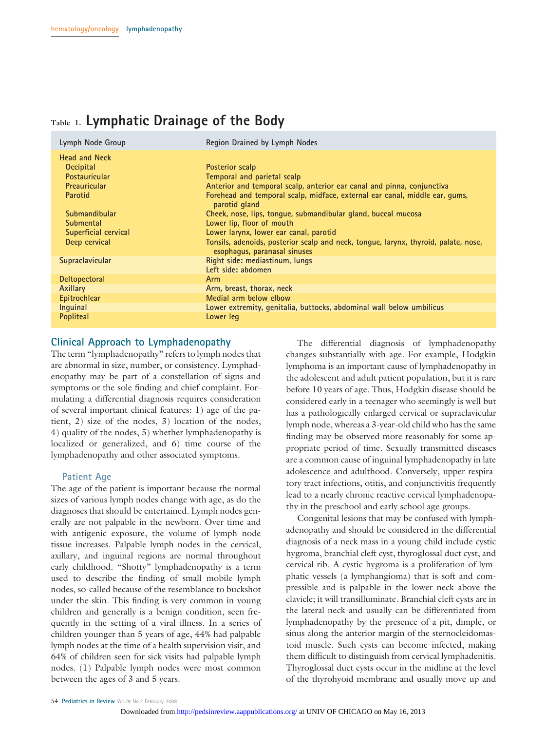## Table 1. Lymphatic Drainage of the Body

| Lymph Node Group | Region Drained by Lymph Nodes |
|---|---|
| **Head and Neck** | |
| Occipital | Posterior scalp |
| Postauricular | Temporal and parietal scalp |
| Preauricular | Anterior and temporal scalp, anterior ear canal and pinna, conjunctiva |
| Parotid | Forehead and temporal scalp, midface, external ear canal, middle ear, gums, parotid gland |
| Submandibular | Cheek, nose, lips, tongue, submandibular gland, buccal mucosa |
| Submental | Lower lip, floor of mouth |
| Superficial cervical | Lower larynx, lower ear canal, parotid |
| Deep cervical | Tonsils, adenoids, posterior scalp and neck, tongue, larynx, thyroid, palate, nose, esophagus, paranasal sinuses |
| Supraclavicular | Right side: mediastinum, lungs<br>Left side: abdomen |
| Deltopectoral | Arm |
| Axillary | Arm, breast, thorax, neck |
| Epitrochlear | Medial arm below elbow |
| Inguinal | Lower extremity, genitalia, buttocks, abdominal wall below umbilicus |
| Popliteal | Lower leg |

## Clinical Approach to Lymphadenopathy

The term "lymphadenopathy" refers to lymph nodes that are abnormal in size, number, or consistency. Lymphadenopathy may be part of a constellation of signs and symptoms or the sole finding and chief complaint. Formulating a differential diagnosis requires consideration of several important clinical features: 1) age of the patient, 2) size of the nodes, 3) location of the nodes, 4) quality of the nodes, 5) whether lymphadenopathy is localized or generalized, and 6) time course of the lymphadenopathy and other associated symptoms.

### Patient Age

The age of the patient is important because the normal sizes of various lymph nodes change with age, as do the diagnoses that should be entertained. Lymph nodes generally are not palpable in the newborn. Over time and with antigenic exposure, the volume of lymph node tissue increases. Palpable lymph nodes in the cervical, axillary, and inguinal regions are normal throughout early childhood. "Shotty" lymphadenopathy is a term used to describe the finding of small mobile lymph nodes, so-called because of the resemblance to buckshot under the skin. This finding is very common in young children and generally is a benign condition, seen frequently in the setting of a viral illness. In a series of children younger than 5 years of age, 44% had palpable lymph nodes at the time of a health supervision visit, and 64% of children seen for sick visits had palpable lymph nodes. (1) Palpable lymph nodes were most common between the ages of 3 and 5 years.

The differential diagnosis of lymphadenopathy changes substantially with age. For example, Hodgkin lymphoma is an important cause of lymphadenopathy in the adolescent and adult patient population, but it is rare before 10 years of age. Thus, Hodgkin disease should be considered early in a teenager who seemingly is well but has a pathologically enlarged cervical or supraclavicular lymph node, whereas a 3-year-old child who has the same finding may be observed more reasonably for some appropriate period of time. Sexually transmitted diseases are a common cause of inguinal lymphadenopathy in late adolescence and adulthood. Conversely, upper respiratory tract infections, otitis, and conjunctivitis frequently lead to a nearly chronic reactive cervical lymphadenopathy in the preschool and early school age groups.

Congenital lesions that may be confused with lymphadenopathy and should be considered in the differential diagnosis of a neck mass in a young child include cystic hygroma, branchial cleft cyst, thyroglossal duct cyst, and cervical rib. A cystic hygroma is a proliferation of lymphatic vessels (a lymphangioma) that is soft and compressible and is palpable in the lower neck above the clavicle; it will transilluminate. Branchial cleft cysts are in the lateral neck and usually can be differentiated from lymphadenopathy by the presence of a pit, dimple, or sinus along the anterior margin of the sternocleidomastoid muscle. Such cysts can become infected, making them difficult to distinguish from cervical lymphadenitis. Thyroglossal duct cysts occur in the midline at the level of the thyrohyoid membrane and usually move up and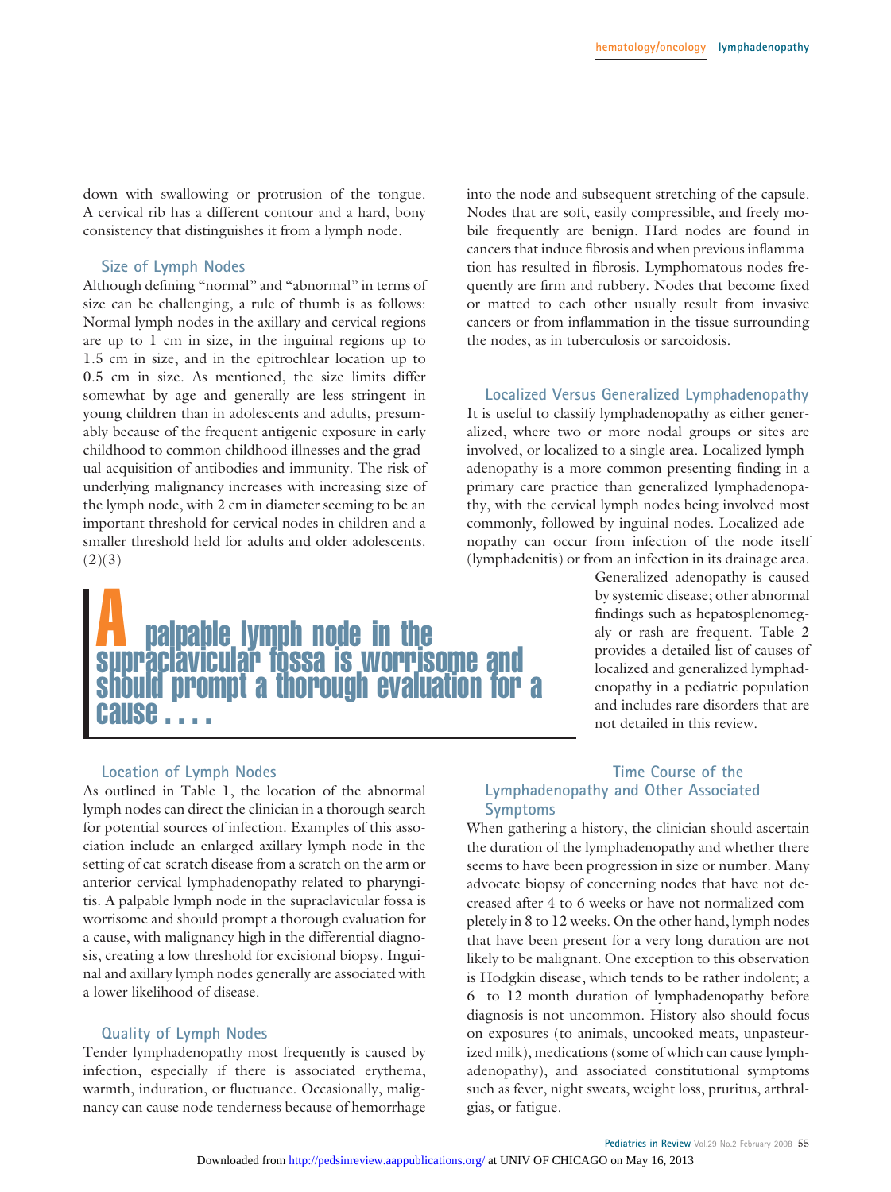down with swallowing or protrusion of the tongue. A cervical rib has a different contour and a hard, bony consistency that distinguishes it from a lymph node.

### Size of Lymph Nodes

Although defining "normal" and "abnormal" in terms of size can be challenging, a rule of thumb is as follows: Normal lymph nodes in the axillary and cervical regions are up to 1 cm in size, in the inguinal regions up to 1.5 cm in size, and in the epitrochlear location up to 0.5 cm in size. As mentioned, the size limits differ somewhat by age and generally are less stringent in young children than in adolescents and adults, presumably because of the frequent antigenic exposure in early childhood to common childhood illnesses and the gradual acquisition of antibodies and immunity. The risk of underlying malignancy increases with increasing size of the lymph node, with 2 cm in diameter seeming to be an important threshold for cervical nodes in children and a smaller threshold held for adults and older adolescents. (2)(3)

**A palpable lymph node in the supraclavicular fossa is worrisome and should prompt a thorough evaluation for a cause . . . .**

### Location of Lymph Nodes

As outlined in Table 1, the location of the abnormal lymph nodes can direct the clinician in a thorough search for potential sources of infection. Examples of this association include an enlarged axillary lymph node in the setting of cat-scratch disease from a scratch on the arm or anterior cervical lymphadenopathy related to pharyngitis. A palpable lymph node in the supraclavicular fossa is worrisome and should prompt a thorough evaluation for a cause, with malignancy high in the differential diagnosis, creating a low threshold for excisional biopsy. Inguinal and axillary lymph nodes generally are associated with a lower likelihood of disease.

### Quality of Lymph Nodes

Tender lymphadenopathy most frequently is caused by infection, especially if there is associated erythema, warmth, induration, or fluctuance. Occasionally, malignancy can cause node tenderness because of hemorrhage into the node and subsequent stretching of the capsule. Nodes that are soft, easily compressible, and freely mobile frequently are benign. Hard nodes are found in cancers that induce fibrosis and when previous inflammation has resulted in fibrosis. Lymphomatous nodes frequently are firm and rubbery. Nodes that become fixed or matted to each other usually result from invasive cancers or from inflammation in the tissue surrounding the nodes, as in tuberculosis or sarcoidosis.

### Localized Versus Generalized Lymphadenopathy

It is useful to classify lymphadenopathy as either generalized, where two or more nodal groups or sites are involved, or localized to a single area. Localized lymphadenopathy is a more common presenting finding in a primary care practice than generalized lymphadenopathy, with the cervical lymph nodes being involved most commonly, followed by inguinal nodes. Localized adenopathy can occur from infection of the node itself (lymphadenitis) or from an infection in its drainage area. Generalized adenopathy is caused by systemic disease; other abnormal findings such as hepatosplenomegaly or rash are frequent. Table 2 provides a detailed list of causes of localized and generalized lymphadenopathy in a pediatric population and includes rare disorders that are not detailed in this review.

### Time Course of the Lymphadenopathy and Other Associated Symptoms

When gathering a history, the clinician should ascertain the duration of the lymphadenopathy and whether there seems to have been progression in size or number. Many advocate biopsy of concerning nodes that have not decreased after 4 to 6 weeks or have not normalized completely in 8 to 12 weeks. On the other hand, lymph nodes that have been present for a very long duration are not likely to be malignant. One exception to this observation is Hodgkin disease, which tends to be rather indolent; a 6- to 12-month duration of lymphadenopathy before diagnosis is not uncommon. History also should focus on exposures (to animals, uncooked meats, unpasteurized milk), medications (some of which can cause lymphadenopathy), and associated constitutional symptoms such as fever, night sweats, weight loss, pruritus, arthralgias, or fatigue.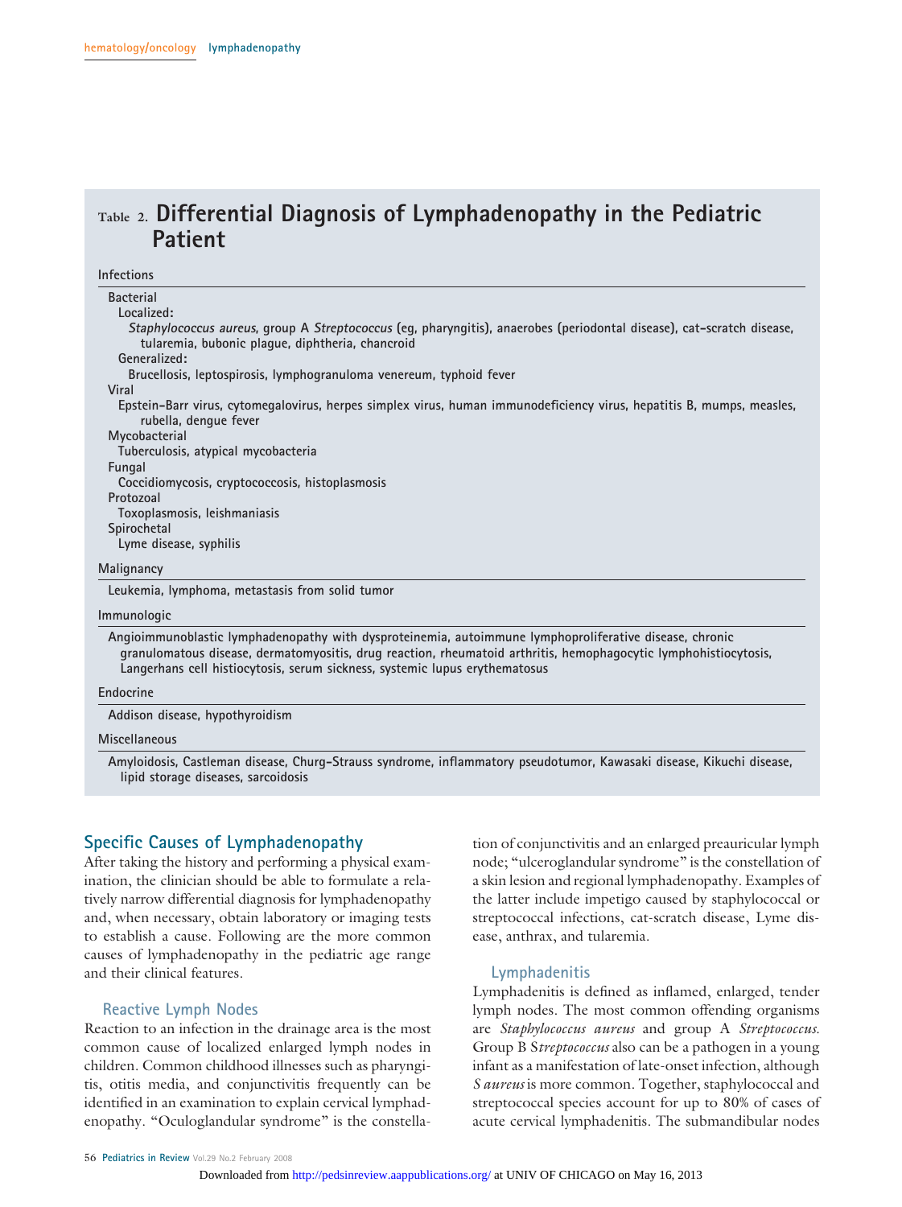**Table 2. Differential Diagnosis of Lymphadenopathy in the Pediatric Patient**

**Infections**

- Bacterial
  - Localized:
    - *Staphylococcus aureus*, group A *Streptococcus* (eg, pharyngitis), anaerobes (periodontal disease), cat-scratch disease, tularemia, bubonic plague, diphtheria, chancroid
  - Generalized:
    - Brucellosis, leptospirosis, lymphogranuloma venereum, typhoid fever
- Viral
  - Epstein-Barr virus, cytomegalovirus, herpes simplex virus, human immunodeficiency virus, hepatitis B, mumps, measles, rubella, dengue fever
- Mycobacterial
  - Tuberculosis, atypical mycobacteria
- Fungal
  - Coccidiomycosis, cryptococcosis, histoplasmosis
- Protozoal
  - Toxoplasmosis, leishmaniasis
- Spirochetal
  - Lyme disease, syphilis

**Malignancy**

- Leukemia, lymphoma, metastasis from solid tumor

**Immunologic**

- Angioimmunoblastic lymphadenopathy with dysproteinemia, autoimmune lymphoproliferative disease, chronic granulomatous disease, dermatomyositis, drug reaction, rheumatoid arthritis, hemophagocytic lymphohistiocytosis, Langerhans cell histiocytosis, serum sickness, systemic lupus erythematosus

**Endocrine**

- Addison disease, hypothyroidism

**Miscellaneous**

- Amyloidosis, Castleman disease, Churg-Strauss syndrome, inflammatory pseudotumor, Kawasaki disease, Kikuchi disease, lipid storage diseases, sarcoidosis

## Specific Causes of Lymphadenopathy

After taking the history and performing a physical examination, the clinician should be able to formulate a relatively narrow differential diagnosis for lymphadenopathy and, when necessary, obtain laboratory or imaging tests to establish a cause. Following are the more common causes of lymphadenopathy in the pediatric age range and their clinical features.

### Reactive Lymph Nodes

Reaction to an infection in the drainage area is the most common cause of localized enlarged lymph nodes in children. Common childhood illnesses such as pharyngitis, otitis media, and conjunctivitis frequently can be identified in an examination to explain cervical lymphadenopathy. "Oculoglandular syndrome" is the constellation of conjunctivitis and an enlarged preauricular lymph node; "ulceroglandular syndrome" is the constellation of a skin lesion and regional lymphadenopathy. Examples of the latter include impetigo caused by staphylococcal or streptococcal infections, cat-scratch disease, Lyme disease, anthrax, and tularemia.

### Lymphadenitis

Lymphadenitis is defined as inflamed, enlarged, tender lymph nodes. The most common offending organisms are *Staphylococcus aureus* and group A *Streptococcus*. Group B S*treptococcus* also can be a pathogen in a young infant as a manifestation of late-onset infection, although *S aureus* is more common. Together, staphylococcal and streptococcal species account for up to 80% of cases of acute cervical lymphadenitis. The submandibular nodes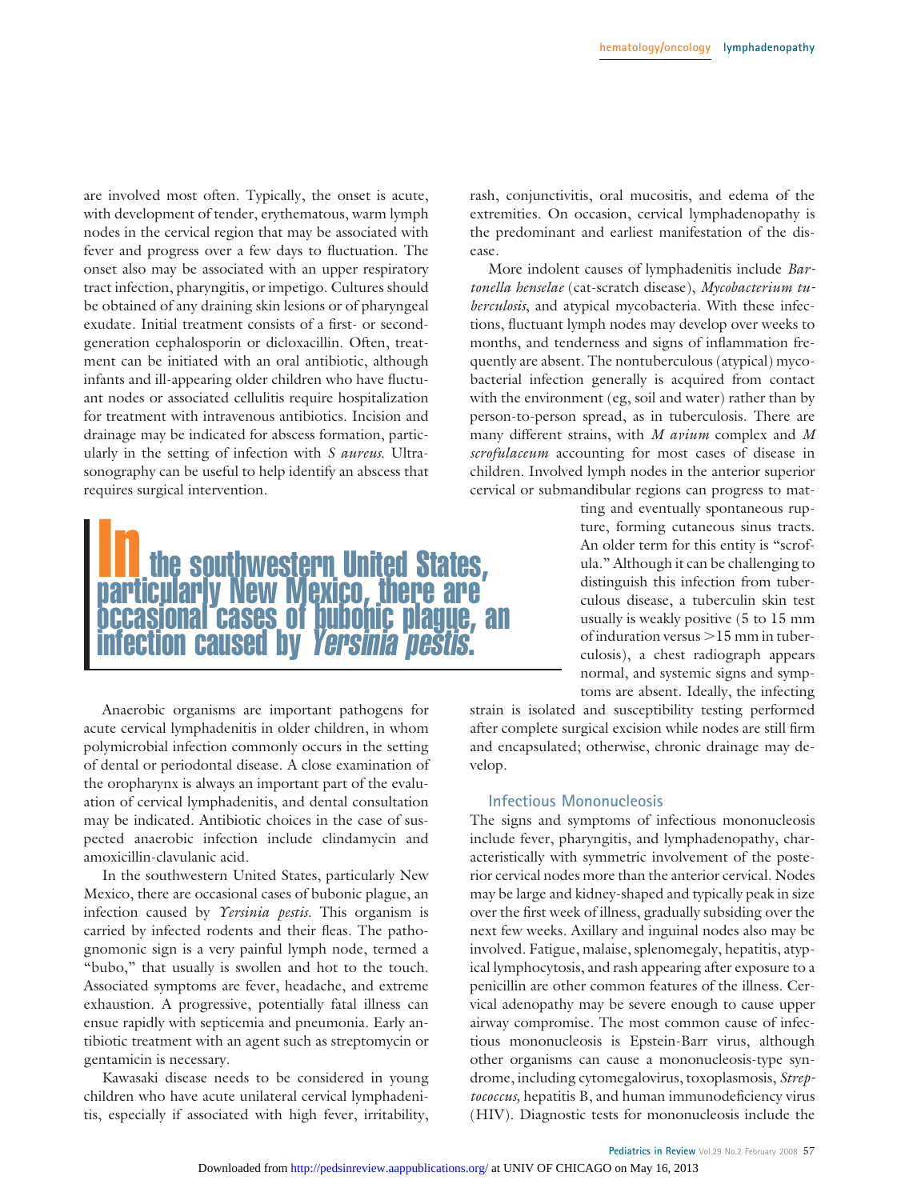are involved most often. Typically, the onset is acute, with development of tender, erythematous, warm lymph nodes in the cervical region that may be associated with fever and progress over a few days to fluctuation. The onset also may be associated with an upper respiratory tract infection, pharyngitis, or impetigo. Cultures should be obtained of any draining skin lesions or of pharyngeal exudate. Initial treatment consists of a first- or second-generation cephalosporin or dicloxacillin. Often, treatment can be initiated with an oral antibiotic, although infants and ill-appearing older children who have fluctuant nodes or associated cellulitis require hospitalization for treatment with intravenous antibiotics. Incision and drainage may be indicated for abscess formation, particularly in the setting of infection with *S aureus*. Ultrasonography can be useful to help identify an abscess that requires surgical intervention.

Anaerobic organisms are important pathogens for acute cervical lymphadenitis in older children, in whom polymicrobial infection commonly occurs in the setting of dental or periodontal disease. A close examination of the oropharynx is always an important part of the evaluation of cervical lymphadenitis, and dental consultation may be indicated. Antibiotic choices in the case of suspected anaerobic infection include clindamycin and amoxicillin-clavulanic acid.

In the southwestern United States, particularly New Mexico, there are occasional cases of bubonic plague, an infection caused by *Yersinia pestis*. This organism is carried by infected rodents and their fleas. The pathognomonic sign is a very painful lymph node, termed a "bubo," that usually is swollen and hot to the touch. Associated symptoms are fever, headache, and extreme exhaustion. A progressive, potentially fatal illness can ensue rapidly with septicemia and pneumonia. Early antibiotic treatment with an agent such as streptomycin or gentamicin is necessary.

Kawasaki disease needs to be considered in young children who have acute unilateral cervical lymphadenitis, especially if associated with high fever, irritability, rash, conjunctivitis, oral mucositis, and edema of the extremities. On occasion, cervical lymphadenopathy is the predominant and earliest manifestation of the disease.

More indolent causes of lymphadenitis include *Bartonella henselae* (cat-scratch disease), *Mycobacterium tuberculosis*, and atypical mycobacteria. With these infections, fluctuant lymph nodes may develop over weeks to months, and tenderness and signs of inflammation frequently are absent. The nontuberculous (atypical) mycobacterial infection generally is acquired from contact with the environment (eg, soil and water) rather than by person-to-person spread, as in tuberculosis. There are many different strains, with *M avium* complex and *M scrofulaceum* accounting for most cases of disease in children. Involved lymph nodes in the anterior superior cervical or submandibular regions can progress to matting and eventually spontaneous rupture, forming cutaneous sinus tracts. An older term for this entity is "scrofula." Although it can be challenging to distinguish this infection from tuberculous disease, a tuberculin skin test usually is weakly positive (5 to 15 mm of induration versus >15 mm in tuberculosis), a chest radiograph appears normal, and systemic signs and symptoms are absent. Ideally, the infecting strain is isolated and susceptibility testing performed after complete surgical excision while nodes are still firm and encapsulated; otherwise, chronic drainage may develop.

### Infectious Mononucleosis

The signs and symptoms of infectious mononucleosis include fever, pharyngitis, and lymphadenopathy, characteristically with symmetric involvement of the posterior cervical nodes more than the anterior cervical. Nodes may be large and kidney-shaped and typically peak in size over the first week of illness, gradually subsiding over the next few weeks. Axillary and inguinal nodes also may be involved. Fatigue, malaise, splenomegaly, hepatitis, atypical lymphocytosis, and rash appearing after exposure to a penicillin are other common features of the illness. Cervical adenopathy may be severe enough to cause upper airway compromise. The most common cause of infectious mononucleosis is Epstein-Barr virus, although other organisms can cause a mononucleosis-type syndrome, including cytomegalovirus, toxoplasmosis, *Streptococcus,* hepatitis B, and human immunodeficiency virus (HIV). Diagnostic tests for mononucleosis include the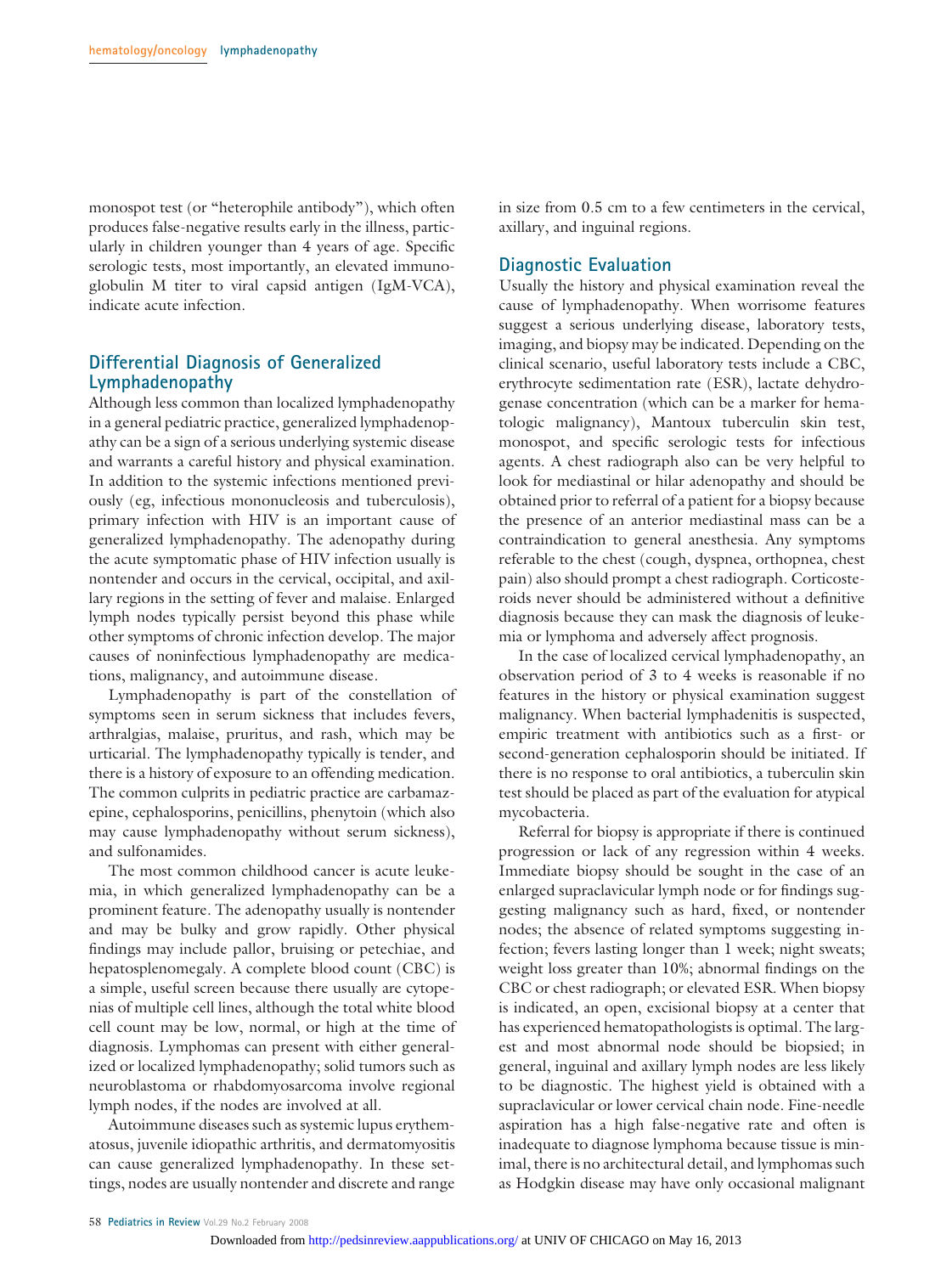monospot test (or "heterophile antibody"), which often produces false-negative results early in the illness, particularly in children younger than 4 years of age. Specific serologic tests, most importantly, an elevated immunoglobulin M titer to viral capsid antigen (IgM-VCA), indicate acute infection.

## Differential Diagnosis of Generalized Lymphadenopathy

Although less common than localized lymphadenopathy in a general pediatric practice, generalized lymphadenopathy can be a sign of a serious underlying systemic disease and warrants a careful history and physical examination. In addition to the systemic infections mentioned previously (eg, infectious mononucleosis and tuberculosis), primary infection with HIV is an important cause of generalized lymphadenopathy. The adenopathy during the acute symptomatic phase of HIV infection usually is nontender and occurs in the cervical, occipital, and axillary regions in the setting of fever and malaise. Enlarged lymph nodes typically persist beyond this phase while other symptoms of chronic infection develop. The major causes of noninfectious lymphadenopathy are medications, malignancy, and autoimmune disease.

Lymphadenopathy is part of the constellation of symptoms seen in serum sickness that includes fevers, arthralgias, malaise, pruritus, and rash, which may be urticarial. The lymphadenopathy typically is tender, and there is a history of exposure to an offending medication. The common culprits in pediatric practice are carbamazepine, cephalosporins, penicillins, phenytoin (which also may cause lymphadenopathy without serum sickness), and sulfonamides.

The most common childhood cancer is acute leukemia, in which generalized lymphadenopathy can be a prominent feature. The adenopathy usually is nontender and may be bulky and grow rapidly. Other physical findings may include pallor, bruising or petechiae, and hepatosplenomegaly. A complete blood count (CBC) is a simple, useful screen because there usually are cytopenias of multiple cell lines, although the total white blood cell count may be low, normal, or high at the time of diagnosis. Lymphomas can present with either generalized or localized lymphadenopathy; solid tumors such as neuroblastoma or rhabdomyosarcoma involve regional lymph nodes, if the nodes are involved at all.

Autoimmune diseases such as systemic lupus erythematosus, juvenile idiopathic arthritis, and dermatomyositis can cause generalized lymphadenopathy. In these settings, nodes are usually nontender and discrete and range in size from 0.5 cm to a few centimeters in the cervical, axillary, and inguinal regions.

## Diagnostic Evaluation

Usually the history and physical examination reveal the cause of lymphadenopathy. When worrisome features suggest a serious underlying disease, laboratory tests, imaging, and biopsy may be indicated. Depending on the clinical scenario, useful laboratory tests include a CBC, erythrocyte sedimentation rate (ESR), lactate dehydrogenase concentration (which can be a marker for hematologic malignancy), Mantoux tuberculin skin test, monospot, and specific serologic tests for infectious agents. A chest radiograph also can be very helpful to look for mediastinal or hilar adenopathy and should be obtained prior to referral of a patient for a biopsy because the presence of an anterior mediastinal mass can be a contraindication to general anesthesia. Any symptoms referable to the chest (cough, dyspnea, orthopnea, chest pain) also should prompt a chest radiograph. Corticosteroids never should be administered without a definitive diagnosis because they can mask the diagnosis of leukemia or lymphoma and adversely affect prognosis.

In the case of localized cervical lymphadenopathy, an observation period of 3 to 4 weeks is reasonable if no features in the history or physical examination suggest malignancy. When bacterial lymphadenitis is suspected, empiric treatment with antibiotics such as a first- or second-generation cephalosporin should be initiated. If there is no response to oral antibiotics, a tuberculin skin test should be placed as part of the evaluation for atypical mycobacteria.

Referral for biopsy is appropriate if there is continued progression or lack of any regression within 4 weeks. Immediate biopsy should be sought in the case of an enlarged supraclavicular lymph node or for findings suggesting malignancy such as hard, fixed, or nontender nodes; the absence of related symptoms suggesting infection; fevers lasting longer than 1 week; night sweats; weight loss greater than 10%; abnormal findings on the CBC or chest radiograph; or elevated ESR. When biopsy is indicated, an open, excisional biopsy at a center that has experienced hematopathologists is optimal. The largest and most abnormal node should be biopsied; in general, inguinal and axillary lymph nodes are less likely to be diagnostic. The highest yield is obtained with a supraclavicular or lower cervical chain node. Fine-needle aspiration has a high false-negative rate and often is inadequate to diagnose lymphoma because tissue is minimal, there is no architectural detail, and lymphomas such as Hodgkin disease may have only occasional malignant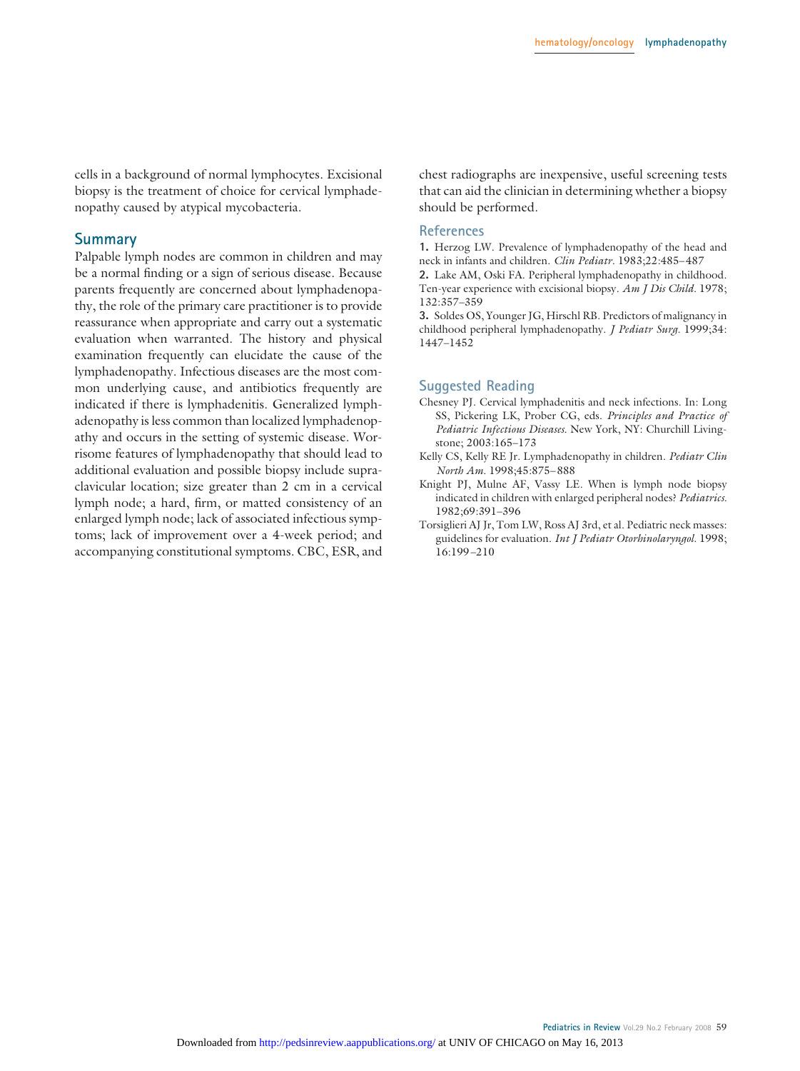cells in a background of normal lymphocytes. Excisional biopsy is the treatment of choice for cervical lymphadenopathy caused by atypical mycobacteria.

## Summary

Palpable lymph nodes are common in children and may be a normal finding or a sign of serious disease. Because parents frequently are concerned about lymphadenopathy, the role of the primary care practitioner is to provide reassurance when appropriate and carry out a systematic evaluation when warranted. The history and physical examination frequently can elucidate the cause of the lymphadenopathy. Infectious diseases are the most common underlying cause, and antibiotics frequently are indicated if there is lymphadenitis. Generalized lymphadenopathy is less common than localized lymphadenopathy and occurs in the setting of systemic disease. Worrisome features of lymphadenopathy that should lead to additional evaluation and possible biopsy include supraclavicular location; size greater than 2 cm in a cervical lymph node; a hard, firm, or matted consistency of an enlarged lymph node; lack of associated infectious symptoms; lack of improvement over a 4-week period; and accompanying constitutional symptoms. CBC, ESR, and chest radiographs are inexpensive, useful screening tests that can aid the clinician in determining whether a biopsy should be performed.

## References

**1.** Herzog LW. Prevalence of lymphadenopathy of the head and neck in infants and children. *Clin Pediatr*. 1983;22:485–487

**2.** Lake AM, Oski FA. Peripheral lymphadenopathy in childhood. Ten-year experience with excisional biopsy. *Am J Dis Child*. 1978;132:357–359

**3.** Soldes OS, Younger JG, Hirschl RB. Predictors of malignancy in childhood peripheral lymphadenopathy. *J Pediatr Surg*. 1999;34:1447–1452

## Suggested Reading

Chesney PJ. Cervical lymphadenitis and neck infections. In: Long SS, Pickering LK, Prober CG, eds. *Principles and Practice of Pediatric Infectious Diseases*. New York, NY: Churchill Livingstone; 2003:165–173

Kelly CS, Kelly RE Jr. Lymphadenopathy in children. *Pediatr Clin North Am*. 1998;45:875–888

Knight PJ, Mulne AF, Vassy LE. When is lymph node biopsy indicated in children with enlarged peripheral nodes? *Pediatrics*. 1982;69:391–396

Torsiglieri AJ Jr, Tom LW, Ross AJ 3rd, et al. Pediatric neck masses: guidelines for evaluation. *Int J Pediatr Otorhinolaryngol*. 1998;16:199–210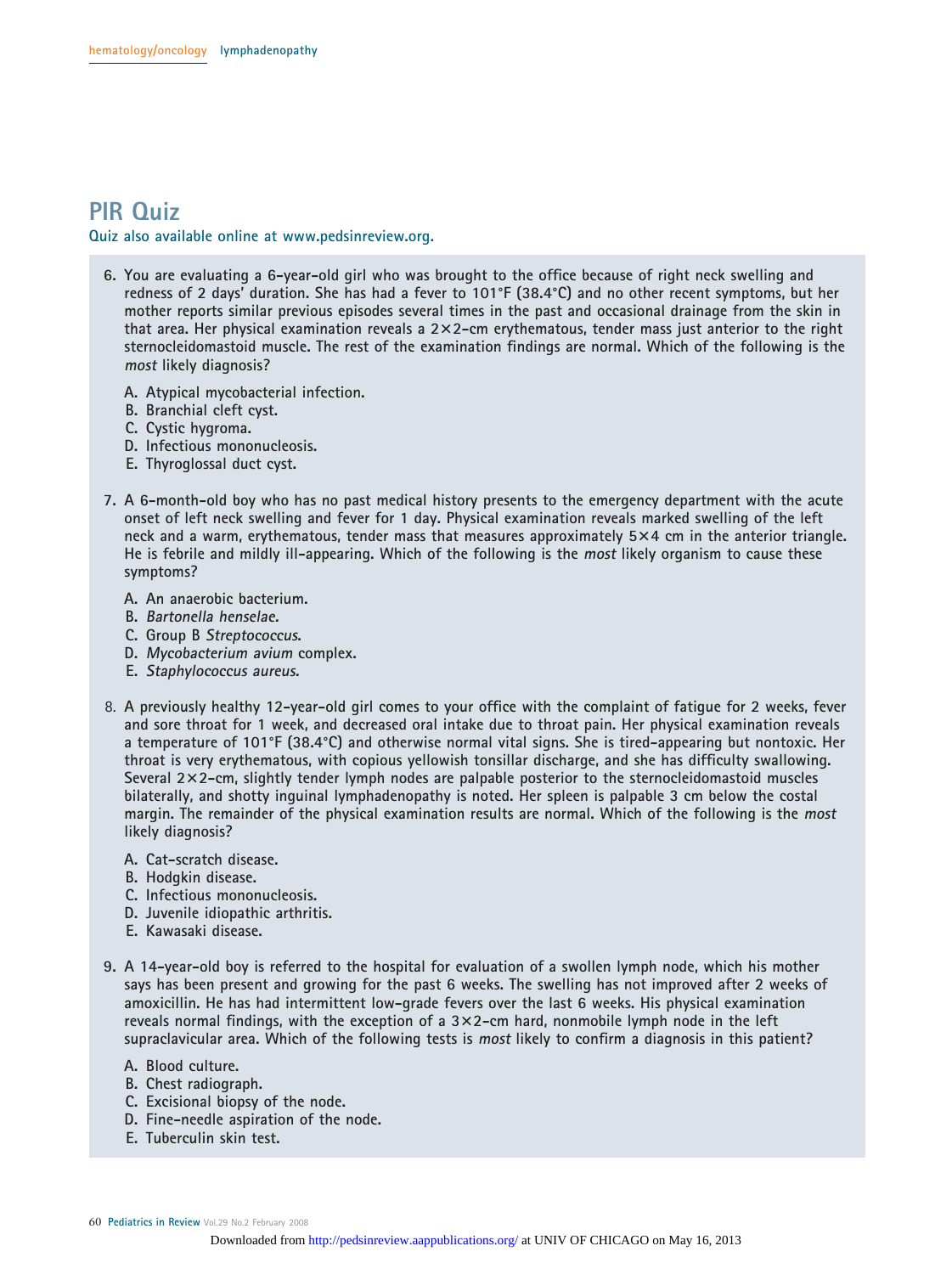## PIR Quiz

**Quiz also available online at www.pedsinreview.org.**

6. You are evaluating a 6-year-old girl who was brought to the office because of right neck swelling and redness of 2 days' duration. She has had a fever to 101°F (38.4°C) and no other recent symptoms, but her mother reports similar previous episodes several times in the past and occasional drainage from the skin in that area. Her physical examination reveals a 2×2-cm erythematous, tender mass just anterior to the right sternocleidomastoid muscle. The rest of the examination findings are normal. Which of the following is the *most* likely diagnosis?

   A. Atypical mycobacterial infection.
   B. Branchial cleft cyst.
   C. Cystic hygroma.
   D. Infectious mononucleosis.
   E. Thyroglossal duct cyst.

7. A 6-month-old boy who has no past medical history presents to the emergency department with the acute onset of left neck swelling and fever for 1 day. Physical examination reveals marked swelling of the left neck and a warm, erythematous, tender mass that measures approximately 5×4 cm in the anterior triangle. He is febrile and mildly ill-appearing. Which of the following is the *most* likely organism to cause these symptoms?

   A. An anaerobic bacterium.
   B. *Bartonella henselae*.
   C. Group B *Streptococcus*.
   D. *Mycobacterium avium* complex.
   E. *Staphylococcus aureus*.

8. A previously healthy 12-year-old girl comes to your office with the complaint of fatigue for 2 weeks, fever and sore throat for 1 week, and decreased oral intake due to throat pain. Her physical examination reveals a temperature of 101°F (38.4°C) and otherwise normal vital signs. She is tired-appearing but nontoxic. Her throat is very erythematous, with copious yellowish tonsillar discharge, and she has difficulty swallowing. Several 2×2-cm, slightly tender lymph nodes are palpable posterior to the sternocleidomastoid muscles bilaterally, and shotty inguinal lymphadenopathy is noted. Her spleen is palpable 3 cm below the costal margin. The remainder of the physical examination results are normal. Which of the following is the *most* likely diagnosis?

   A. Cat-scratch disease.
   B. Hodgkin disease.
   C. Infectious mononucleosis.
   D. Juvenile idiopathic arthritis.
   E. Kawasaki disease.

9. A 14-year-old boy is referred to the hospital for evaluation of a swollen lymph node, which his mother says has been present and growing for the past 6 weeks. The swelling has not improved after 2 weeks of amoxicillin. He has had intermittent low-grade fevers over the last 6 weeks. His physical examination reveals normal findings, with the exception of a 3×2-cm hard, nonmobile lymph node in the left supraclavicular area. Which of the following tests is *most* likely to confirm a diagnosis in this patient?

   A. Blood culture.
   B. Chest radiograph.
   C. Excisional biopsy of the node.
   D. Fine-needle aspiration of the node.
   E. Tuberculin skin test.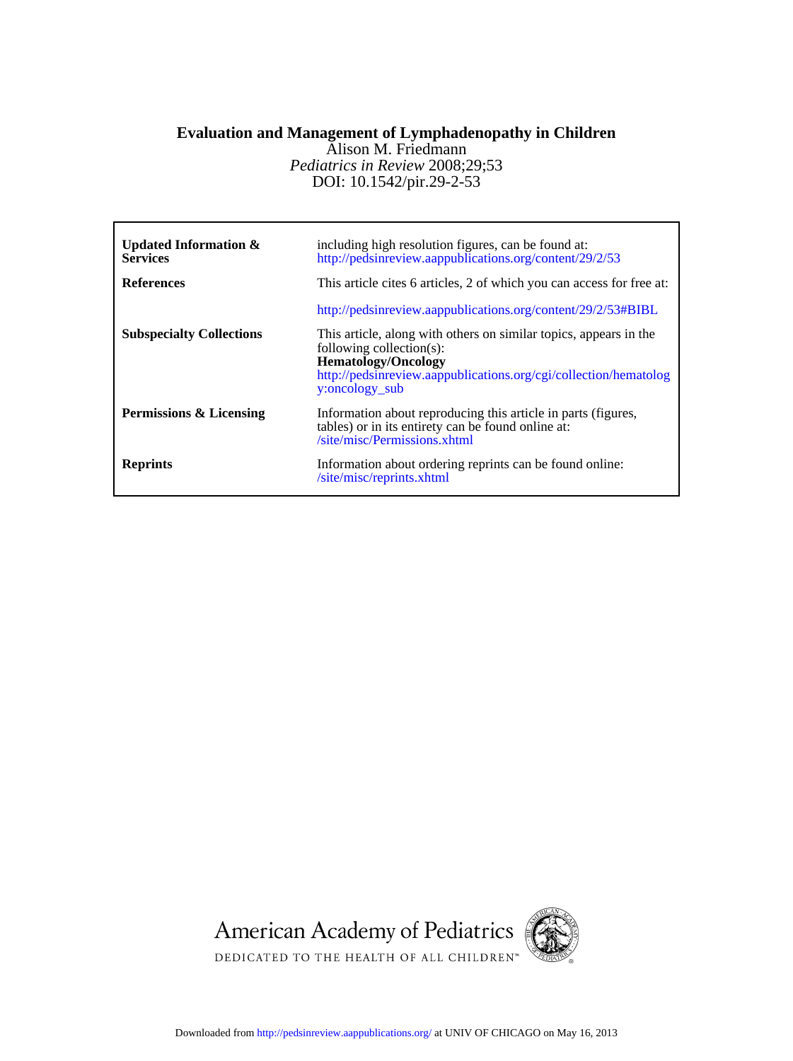**Evaluation and Management of Lymphadenopathy in Children**

Alison M. Friedmann

*Pediatrics in Review* 2008;29;53

DOI: 10.1542/pir.29-2-53

| | |
|---|---|
| **Updated Information & Services** | including high resolution figures, can be found at: http://pedsinreview.aappublications.org/content/29/2/53 |
| **References** | This article cites 6 articles, 2 of which you can access for free at: http://pedsinreview.aappublications.org/content/29/2/53#BIBL |
| **Subspecialty Collections** | This article, along with others on similar topics, appears in the following collection(s): **Hematology/Oncology** http://pedsinreview.aappublications.org/cgi/collection/hematology:oncology_sub |
| **Permissions & Licensing** | Information about reproducing this article in parts (figures, tables) or in its entirety can be found online at: /site/misc/Permissions.xhtml |
| **Reprints** | Information about ordering reprints can be found online: /site/misc/reprints.xhtml |

American Academy of Pediatrics

DEDICATED TO THE HEALTH OF ALL CHILDREN™

Downloaded from http://pedsinreview.aappublications.org/ at UNIV OF CHICAGO on May 16, 2013